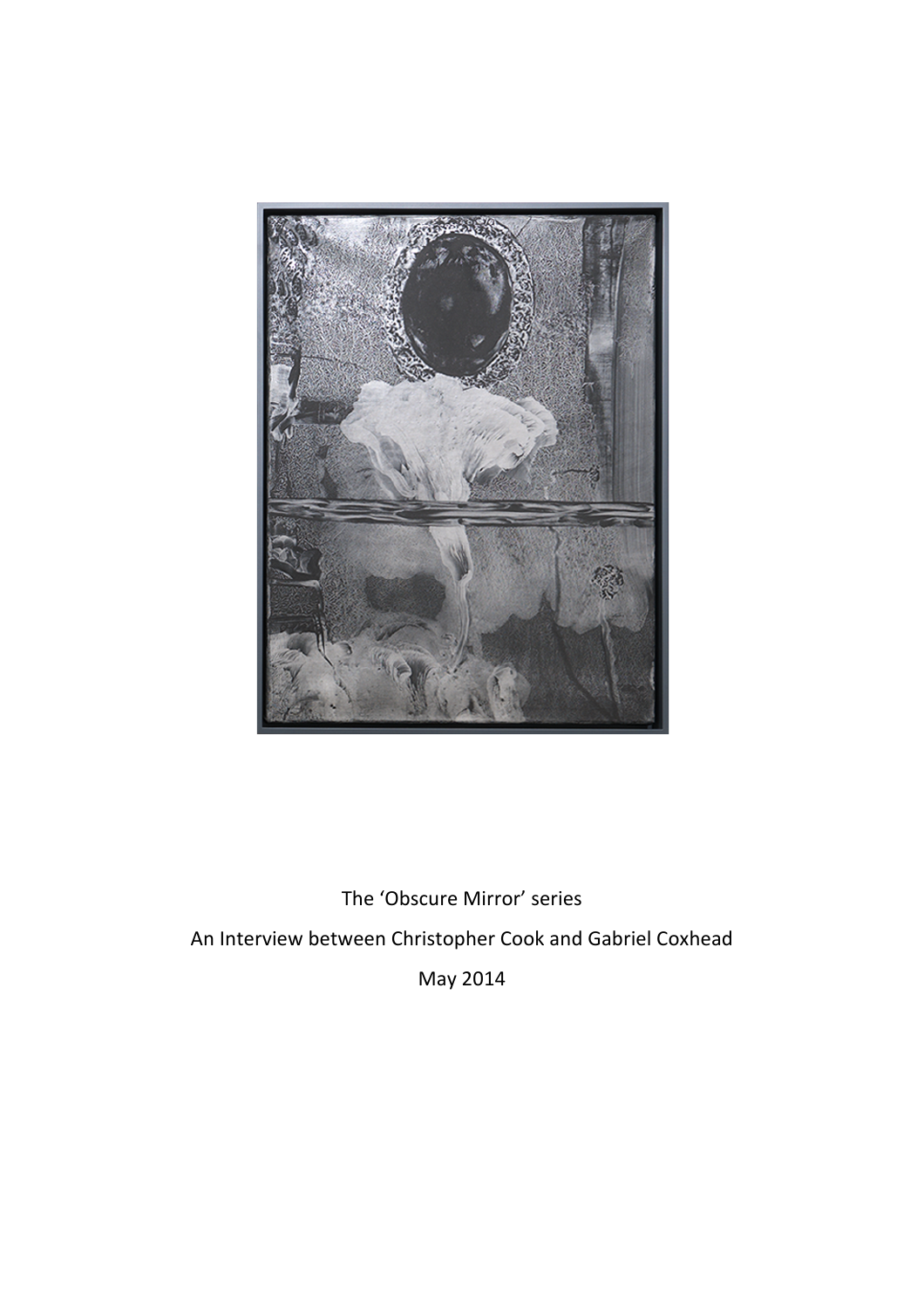The 'Obscure Mirror' series

An Interview between Christopher Cook and Gabriel Coxhead

May 2014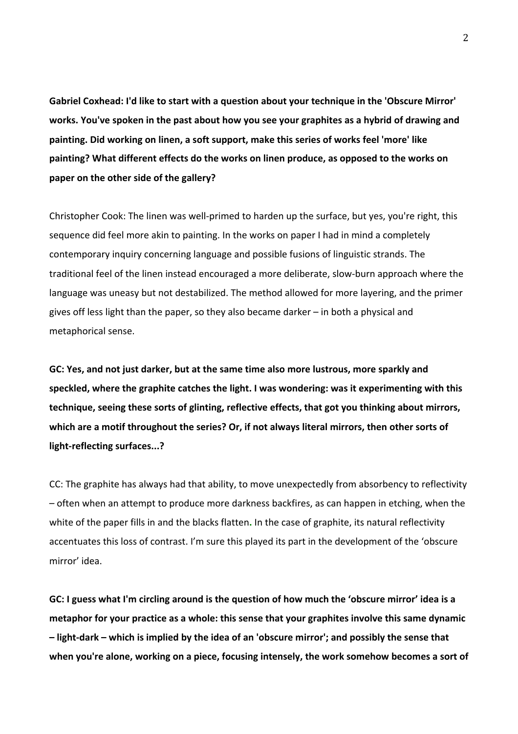**Gabriel Coxhead: I'd like to start with a question about your technique in the 'Obscure Mirror' works. You've spoken in the past about how you see your graphites as a hybrid of drawing and painting. Did working on linen, a soft support, make this series of works feel 'more' like painting? What different effects do the works on linen produce, as opposed to the works on paper on the other side of the gallery?**

Christopher Cook: The linen was well-primed to harden up the surface, but yes, you're right, this sequence did feel more akin to painting. In the works on paper I had in mind a completely contemporary inquiry concerning language and possible fusions of linguistic strands. The traditional feel of the linen instead encouraged a more deliberate, slow-burn approach where the language was uneasy but not destabilized. The method allowed for more layering, and the primer gives off less light than the paper, so they also became darker – in both a physical and metaphorical sense.

**GC: Yes, and not just darker, but at the same time also more lustrous, more sparkly and speckled, where the graphite catches the light. I was wondering: was it experimenting with this technique, seeing these sorts of glinting, reflective effects, that got you thinking about mirrors, which are a motif throughout the series? Or, if not always literal mirrors, then other sorts of light-reflecting surfaces...?**

CC: The graphite has always had that ability, to move unexpectedly from absorbency to reflectivity – often when an attempt to produce more darkness backfires, as can happen in etching, when the white of the paper fills in and the blacks flatten. In the case of graphite, its natural reflectivity accentuates this loss of contrast. I'm sure this played its part in the development of the 'obscure mirror' idea.

**GC: I guess what I'm circling around is the question of how much the 'obscure mirror' idea is a metaphor for your practice as a whole: this sense that your graphites involve this same dynamic – light-dark – which is implied by the idea of an 'obscure mirror'; and possibly the sense that when you're alone, working on a piece, focusing intensely, the work somehow becomes a sort of**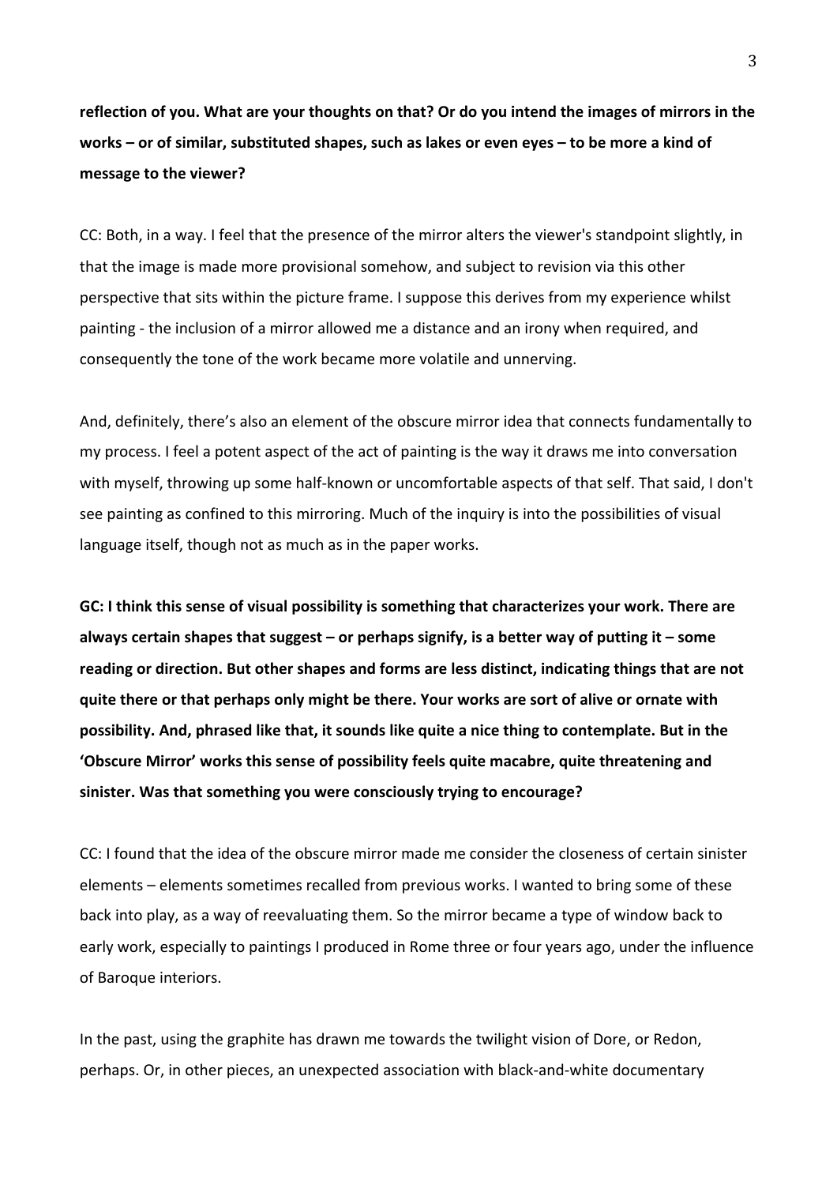**reflection of you. What are your thoughts on that? Or do you intend the images of mirrors in the works – or of similar, substituted shapes, such as lakes or even eyes – to be more a kind of message to the viewer?**

CC: Both, in a way. I feel that the presence of the mirror alters the viewer's standpoint slightly, in that the image is made more provisional somehow, and subject to revision via this other perspective that sits within the picture frame. I suppose this derives from my experience whilst painting - the inclusion of a mirror allowed me a distance and an irony when required, and consequently the tone of the work became more volatile and unnerving.

And, definitely, there's also an element of the obscure mirror idea that connects fundamentally to my process. I feel a potent aspect of the act of painting is the way it draws me into conversation with myself, throwing up some half-known or uncomfortable aspects of that self. That said, I don't see painting as confined to this mirroring. Much of the inquiry is into the possibilities of visual language itself, though not as much as in the paper works.

**GC: I think this sense of visual possibility is something that characterizes your work. There are always certain shapes that suggest – or perhaps signify, is a better way of putting it – some reading or direction. But other shapes and forms are less distinct, indicating things that are not quite there or that perhaps only might be there. Your works are sort of alive or ornate with possibility. And, phrased like that, it sounds like quite a nice thing to contemplate. But in the 'Obscure Mirror' works this sense of possibility feels quite macabre, quite threatening and sinister. Was that something you were consciously trying to encourage?**

CC: I found that the idea of the obscure mirror made me consider the closeness of certain sinister elements – elements sometimes recalled from previous works. I wanted to bring some of these back into play, as a way of reevaluating them. So the mirror became a type of window back to early work, especially to paintings I produced in Rome three or four years ago, under the influence of Baroque interiors.

In the past, using the graphite has drawn me towards the twilight vision of Dore, or Redon, perhaps. Or, in other pieces, an unexpected association with black-and-white documentary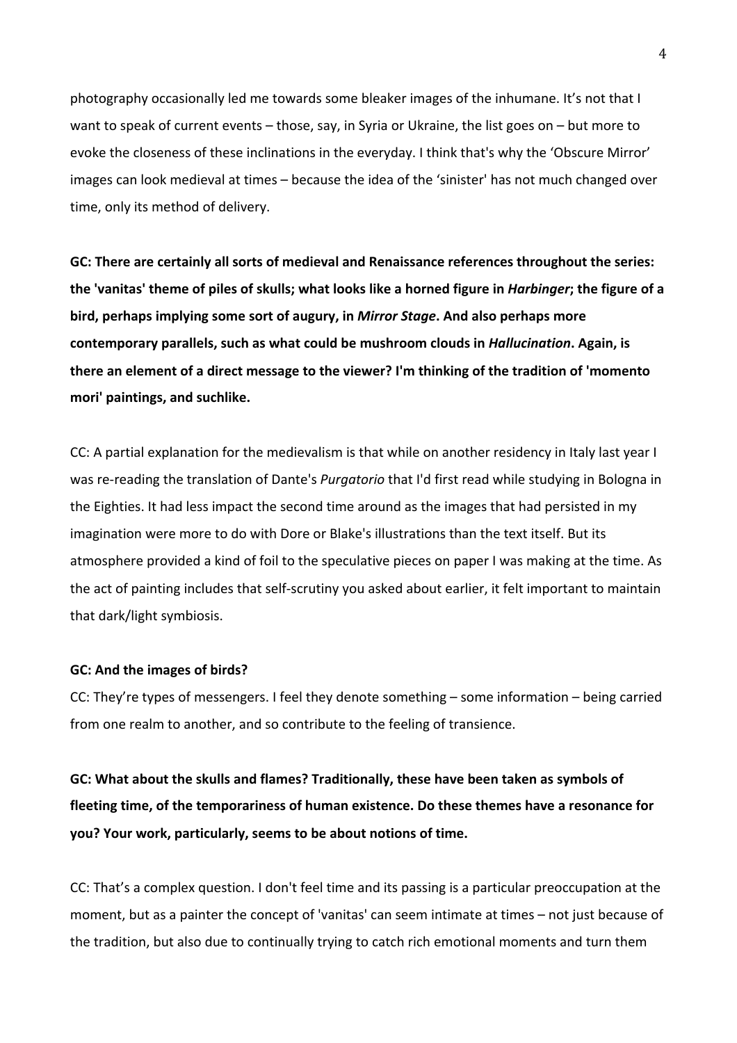photography occasionally led me towards some bleaker images of the inhumane. It's not that I want to speak of current events – those, say, in Syria or Ukraine, the list goes on – but more to evoke the closeness of these inclinations in the everyday. I think that's why the 'Obscure Mirror' images can look medieval at times – because the idea of the 'sinister' has not much changed over time, only its method of delivery.

**GC: There are certainly all sorts of medieval and Renaissance references throughout the series: the 'vanitas' theme of piles of skulls; what looks like a horned figure in *Harbinger*; the figure of a bird, perhaps implying some sort of augury, in *Mirror Stage*. And also perhaps more contemporary parallels, such as what could be mushroom clouds in *Hallucination*. Again, is there an element of a direct message to the viewer? I'm thinking of the tradition of 'momento mori' paintings, and suchlike.**

CC: A partial explanation for the medievalism is that while on another residency in Italy last year I was re-reading the translation of Dante's *Purgatorio* that I'd first read while studying in Bologna in the Eighties. It had less impact the second time around as the images that had persisted in my imagination were more to do with Dore or Blake's illustrations than the text itself. But its atmosphere provided a kind of foil to the speculative pieces on paper I was making at the time. As the act of painting includes that self-scrutiny you asked about earlier, it felt important to maintain that dark/light symbiosis.

**GC: And the images of birds?**

CC: They're types of messengers. I feel they denote something – some information – being carried from one realm to another, and so contribute to the feeling of transience.

**GC: What about the skulls and flames? Traditionally, these have been taken as symbols of fleeting time, of the temporariness of human existence. Do these themes have a resonance for you? Your work, particularly, seems to be about notions of time.**

CC: That's a complex question. I don't feel time and its passing is a particular preoccupation at the moment, but as a painter the concept of 'vanitas' can seem intimate at times – not just because of the tradition, but also due to continually trying to catch rich emotional moments and turn them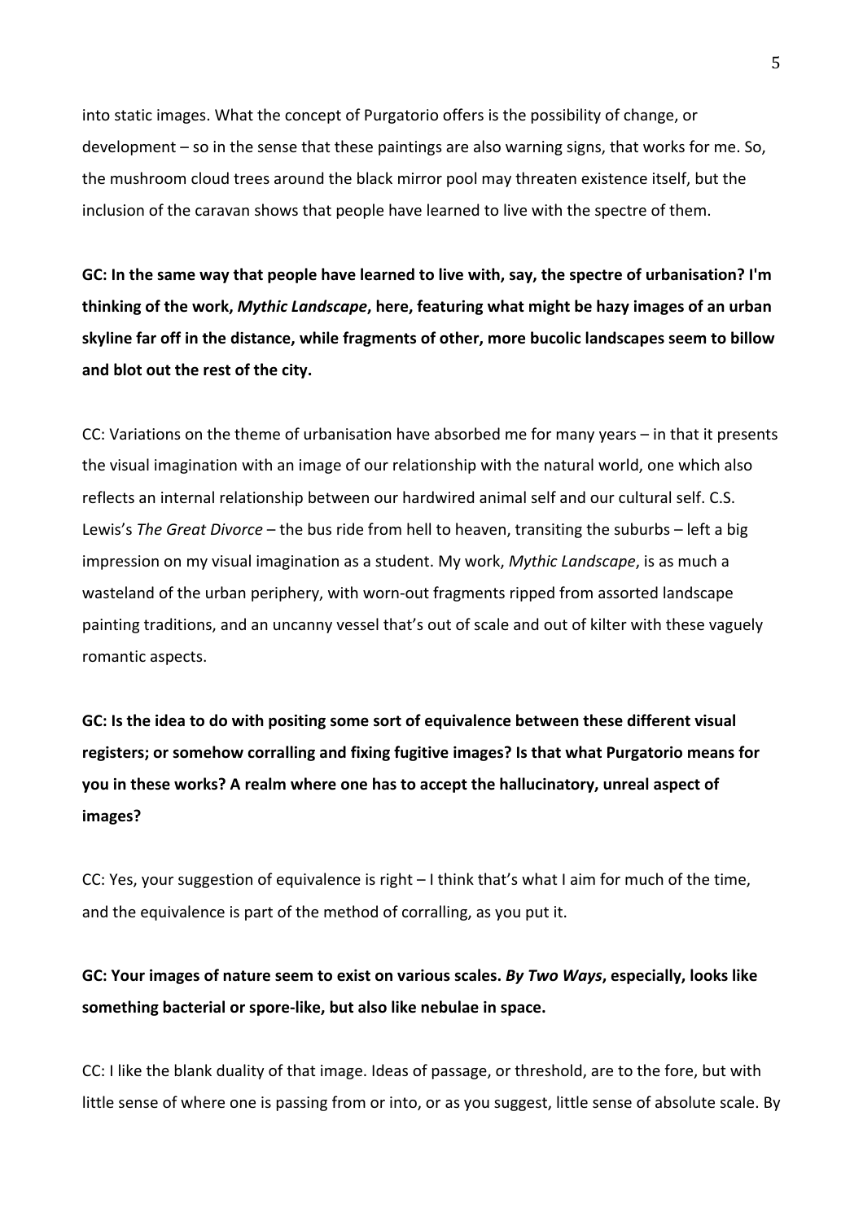into static images. What the concept of Purgatorio offers is the possibility of change, or development – so in the sense that these paintings are also warning signs, that works for me. So, the mushroom cloud trees around the black mirror pool may threaten existence itself, but the inclusion of the caravan shows that people have learned to live with the spectre of them.

**GC: In the same way that people have learned to live with, say, the spectre of urbanisation? I'm thinking of the work, *Mythic Landscape*, here, featuring what might be hazy images of an urban skyline far off in the distance, while fragments of other, more bucolic landscapes seem to billow and blot out the rest of the city.**

CC: Variations on the theme of urbanisation have absorbed me for many years – in that it presents the visual imagination with an image of our relationship with the natural world, one which also reflects an internal relationship between our hardwired animal self and our cultural self. C.S. Lewis's *The Great Divorce* – the bus ride from hell to heaven, transiting the suburbs – left a big impression on my visual imagination as a student. My work, *Mythic Landscape*, is as much a wasteland of the urban periphery, with worn-out fragments ripped from assorted landscape painting traditions, and an uncanny vessel that's out of scale and out of kilter with these vaguely romantic aspects.

**GC: Is the idea to do with positing some sort of equivalence between these different visual registers; or somehow corralling and fixing fugitive images? Is that what Purgatorio means for you in these works? A realm where one has to accept the hallucinatory, unreal aspect of images?**

CC: Yes, your suggestion of equivalence is right – I think that's what I aim for much of the time, and the equivalence is part of the method of corralling, as you put it.

**GC: Your images of nature seem to exist on various scales. *By Two Ways*, especially, looks like something bacterial or spore-like, but also like nebulae in space.**

CC: I like the blank duality of that image. Ideas of passage, or threshold, are to the fore, but with little sense of where one is passing from or into, or as you suggest, little sense of absolute scale. By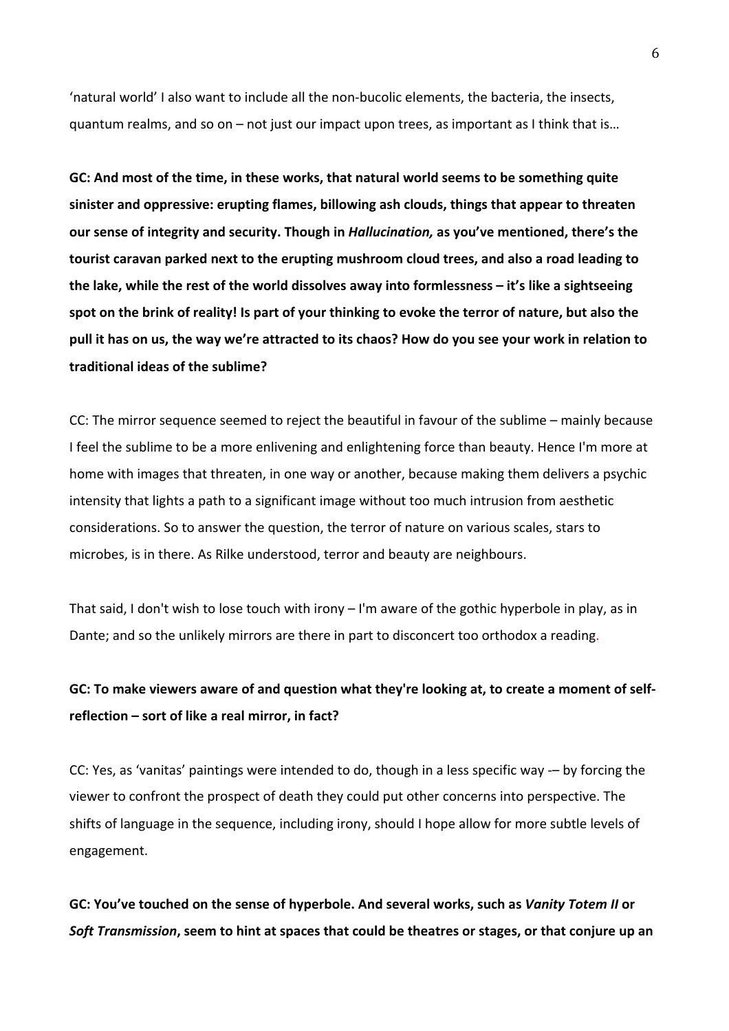'natural world' I also want to include all the non-bucolic elements, the bacteria, the insects, quantum realms, and so on – not just our impact upon trees, as important as I think that is…

**GC: And most of the time, in these works, that natural world seems to be something quite sinister and oppressive: erupting flames, billowing ash clouds, things that appear to threaten our sense of integrity and security. Though in *Hallucination,* as you've mentioned, there's the tourist caravan parked next to the erupting mushroom cloud trees, and also a road leading to the lake, while the rest of the world dissolves away into formlessness – it's like a sightseeing spot on the brink of reality! Is part of your thinking to evoke the terror of nature, but also the pull it has on us, the way we're attracted to its chaos? How do you see your work in relation to traditional ideas of the sublime?**

CC: The mirror sequence seemed to reject the beautiful in favour of the sublime – mainly because I feel the sublime to be a more enlivening and enlightening force than beauty. Hence I'm more at home with images that threaten, in one way or another, because making them delivers a psychic intensity that lights a path to a significant image without too much intrusion from aesthetic considerations. So to answer the question, the terror of nature on various scales, stars to microbes, is in there. As Rilke understood, terror and beauty are neighbours.

That said, I don't wish to lose touch with irony – I'm aware of the gothic hyperbole in play, as in Dante; and so the unlikely mirrors are there in part to disconcert too orthodox a reading.

**GC: To make viewers aware of and question what they're looking at, to create a moment of self-reflection – sort of like a real mirror, in fact?**

CC: Yes, as 'vanitas' paintings were intended to do, though in a less specific way -– by forcing the viewer to confront the prospect of death they could put other concerns into perspective. The shifts of language in the sequence, including irony, should I hope allow for more subtle levels of engagement.

**GC: You've touched on the sense of hyperbole. And several works, such as *Vanity Totem II* or *Soft Transmission*, seem to hint at spaces that could be theatres or stages, or that conjure up an**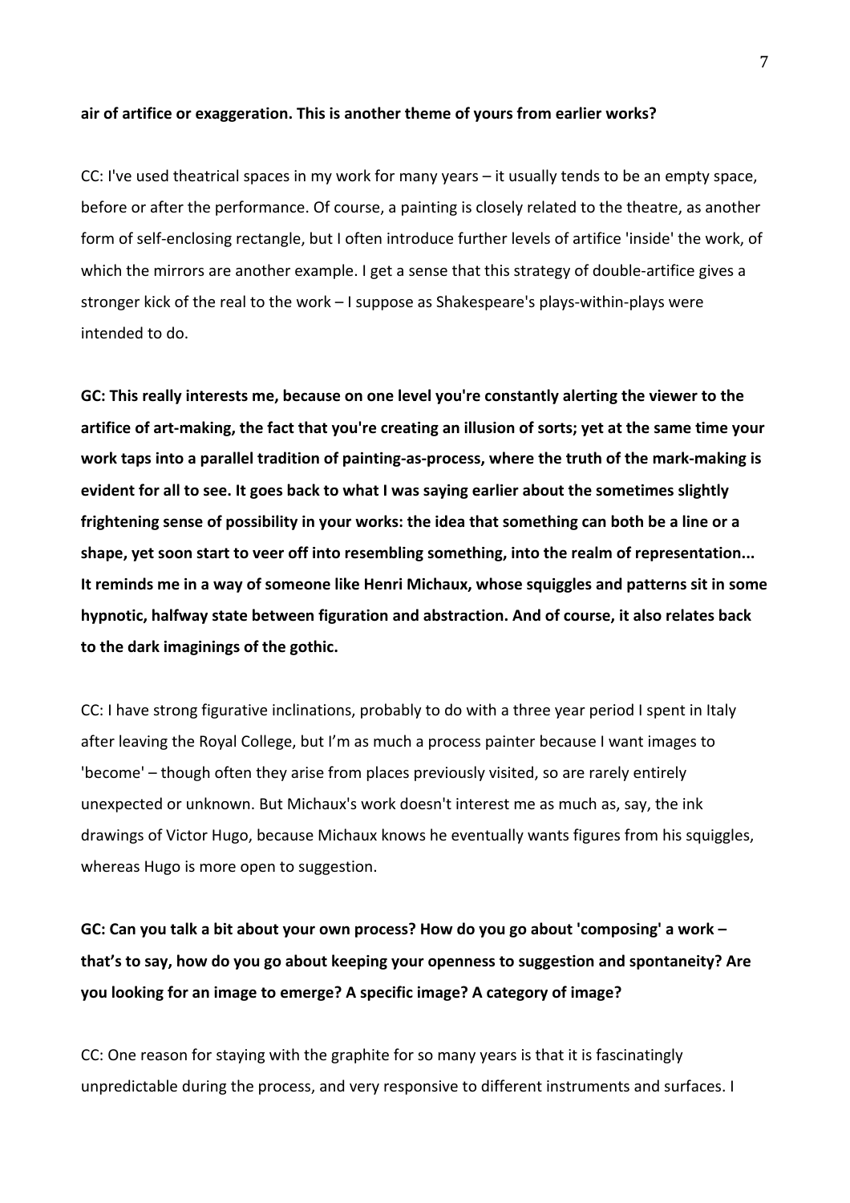**air of artifice or exaggeration. This is another theme of yours from earlier works?**

CC: I've used theatrical spaces in my work for many years – it usually tends to be an empty space, before or after the performance. Of course, a painting is closely related to the theatre, as another form of self-enclosing rectangle, but I often introduce further levels of artifice 'inside' the work, of which the mirrors are another example. I get a sense that this strategy of double-artifice gives a stronger kick of the real to the work – I suppose as Shakespeare's plays-within-plays were intended to do.

**GC: This really interests me, because on one level you're constantly alerting the viewer to the artifice of art-making, the fact that you're creating an illusion of sorts; yet at the same time your work taps into a parallel tradition of painting-as-process, where the truth of the mark-making is evident for all to see. It goes back to what I was saying earlier about the sometimes slightly frightening sense of possibility in your works: the idea that something can both be a line or a shape, yet soon start to veer off into resembling something, into the realm of representation... It reminds me in a way of someone like Henri Michaux, whose squiggles and patterns sit in some hypnotic, halfway state between figuration and abstraction. And of course, it also relates back to the dark imaginings of the gothic.**

CC: I have strong figurative inclinations, probably to do with a three year period I spent in Italy after leaving the Royal College, but I'm as much a process painter because I want images to 'become' – though often they arise from places previously visited, so are rarely entirely unexpected or unknown. But Michaux's work doesn't interest me as much as, say, the ink drawings of Victor Hugo, because Michaux knows he eventually wants figures from his squiggles, whereas Hugo is more open to suggestion.

**GC: Can you talk a bit about your own process? How do you go about 'composing' a work – that's to say, how do you go about keeping your openness to suggestion and spontaneity? Are you looking for an image to emerge? A specific image? A category of image?**

CC: One reason for staying with the graphite for so many years is that it is fascinatingly unpredictable during the process, and very responsive to different instruments and surfaces. I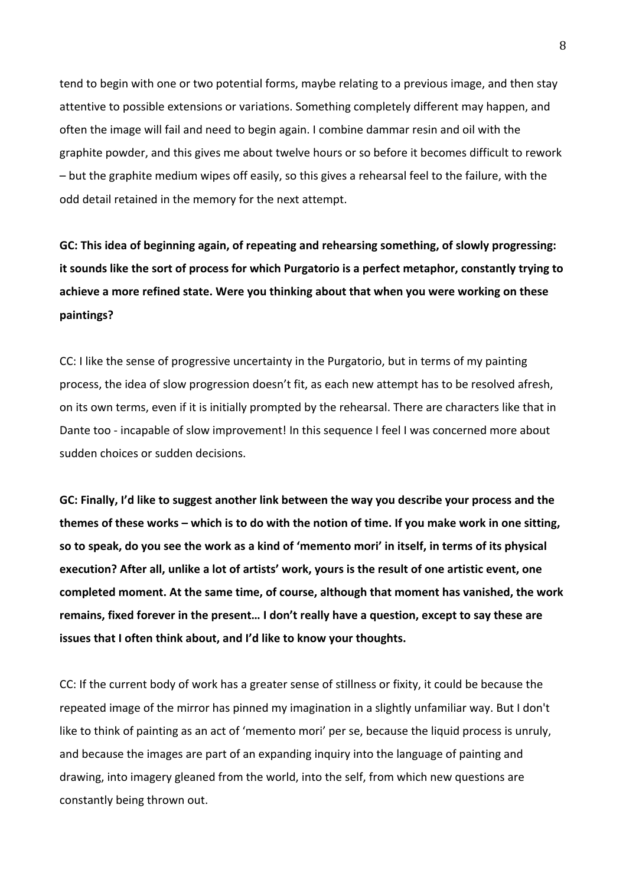tend to begin with one or two potential forms, maybe relating to a previous image, and then stay attentive to possible extensions or variations. Something completely different may happen, and often the image will fail and need to begin again. I combine dammar resin and oil with the graphite powder, and this gives me about twelve hours or so before it becomes difficult to rework – but the graphite medium wipes off easily, so this gives a rehearsal feel to the failure, with the odd detail retained in the memory for the next attempt.

**GC: This idea of beginning again, of repeating and rehearsing something, of slowly progressing: it sounds like the sort of process for which Purgatorio is a perfect metaphor, constantly trying to achieve a more refined state. Were you thinking about that when you were working on these paintings?**

CC: I like the sense of progressive uncertainty in the Purgatorio, but in terms of my painting process, the idea of slow progression doesn't fit, as each new attempt has to be resolved afresh, on its own terms, even if it is initially prompted by the rehearsal. There are characters like that in Dante too - incapable of slow improvement! In this sequence I feel I was concerned more about sudden choices or sudden decisions.

**GC: Finally, I'd like to suggest another link between the way you describe your process and the themes of these works – which is to do with the notion of time. If you make work in one sitting, so to speak, do you see the work as a kind of 'memento mori' in itself, in terms of its physical execution? After all, unlike a lot of artists' work, yours is the result of one artistic event, one completed moment. At the same time, of course, although that moment has vanished, the work remains, fixed forever in the present… I don't really have a question, except to say these are issues that I often think about, and I'd like to know your thoughts.**

CC: If the current body of work has a greater sense of stillness or fixity, it could be because the repeated image of the mirror has pinned my imagination in a slightly unfamiliar way. But I don't like to think of painting as an act of 'memento mori' per se, because the liquid process is unruly, and because the images are part of an expanding inquiry into the language of painting and drawing, into imagery gleaned from the world, into the self, from which new questions are constantly being thrown out.